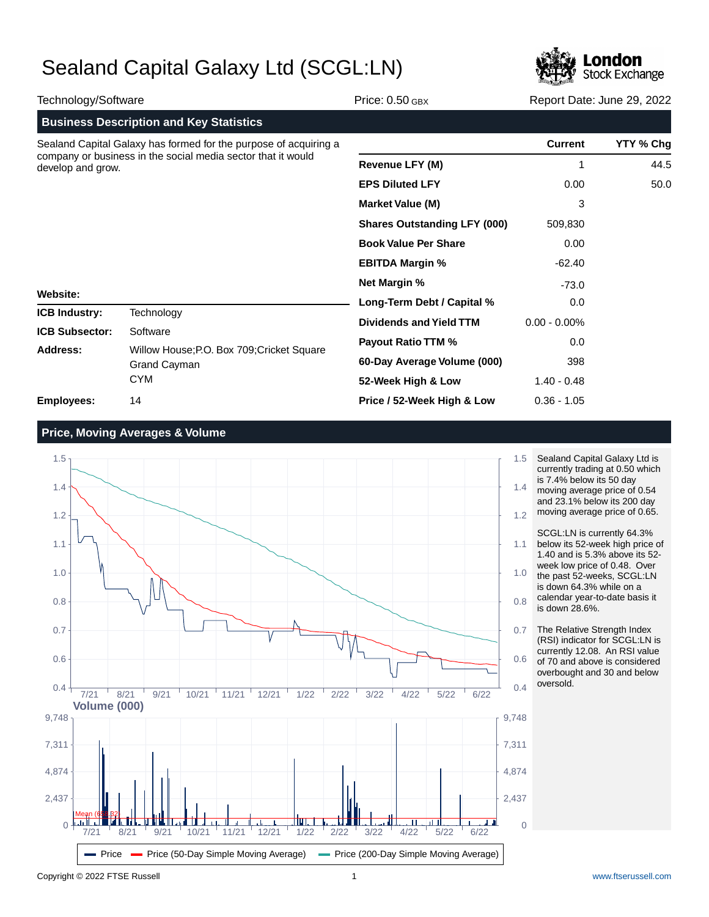# Sealand Capital Galaxy Ltd (SCGL:LN)

Technology/Software | Price: 0.50 GBX | Report Date: June 29, 2022

## Business Description and Key Statistics

Sealand Capital Galaxy has formed for the purpose of acquiring a company or business in the social media sector that it would develop and grow.

| | Current | YTY % Chg |
|---|---|---|
| **Revenue LFY (M)** | 1 | 44.5 |
| **EPS Diluted LFY** | 0.00 | 50.0 |
| **Market Value (M)** | 3 | |
| **Shares Outstanding LFY (000)** | 509,830 | |
| **Book Value Per Share** | 0.00 | |
| **EBITDA Margin %** | -62.40 | |
| **Net Margin %** | -73.0 | |
| **Long-Term Debt / Capital %** | 0.0 | |
| **Dividends and Yield TTM** | 0.00 - 0.00% | |
| **Payout Ratio TTM %** | 0.0 | |
| **60-Day Average Volume (000)** | 398 | |
| **52-Week High & Low** | 1.40 - 0.48 | |
| **Price / 52-Week High & Low** | 0.36 - 1.05 | |

**Website:**

| | |
|---|---|
| **ICB Industry:** | Technology |
| **ICB Subsector:** | Software |
| **Address:** | Willow House;P.O. Box 709;Cricket Square<br>Grand Cayman<br>CYM |
| **Employees:** | 14 |

## Price, Moving Averages & Volume

Sealand Capital Galaxy Ltd is currently trading at 0.50 which is 7.4% below its 50 day moving average price of 0.54 and 23.1% below its 200 day moving average price of 0.65.

SCGL:LN is currently 64.3% below its 52-week high price of 1.40 and is 5.3% above its 52-week low price of 0.48. Over the past 52-weeks, SCGL:LN is down 64.3% while on a calendar year-to-date basis it is down 28.6%.

The Relative Strength Index (RSI) indicator for SCGL:LN is currently 12.08. An RSI value of 70 and above is considered overbought and 30 and below oversold.

Copyright © 2022 FTSE Russell

www.ftserussell.com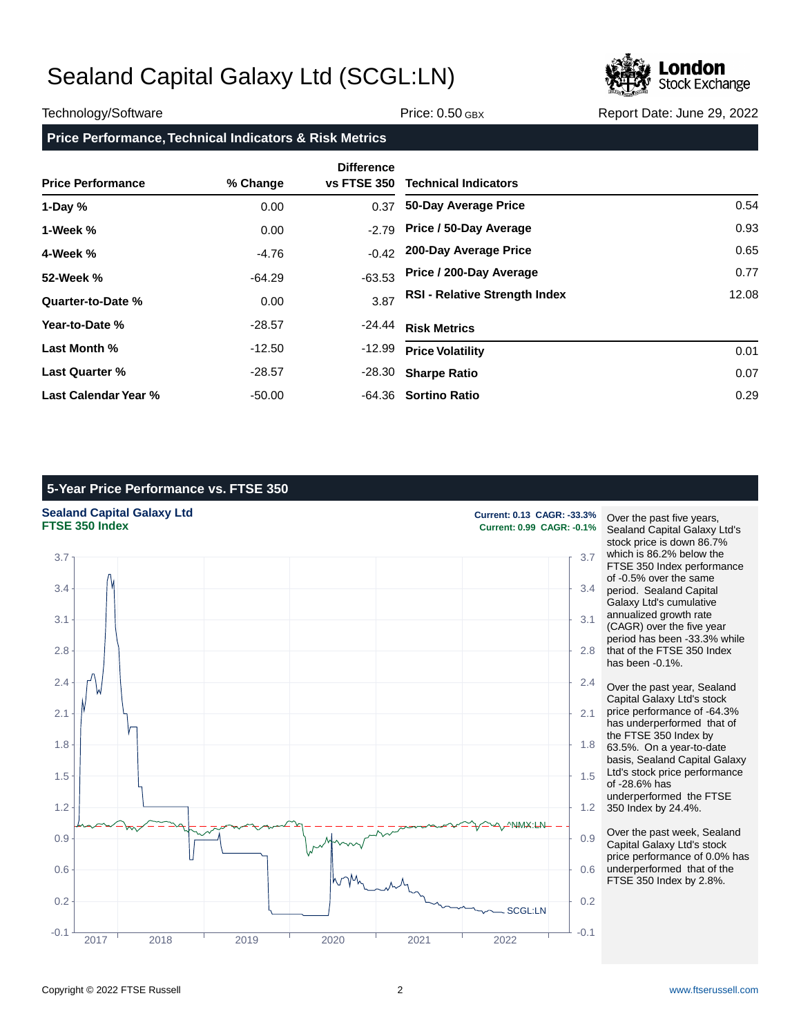# Sealand Capital Galaxy Ltd (SCGL:LN)

Technology/Software | Price: 0.50 GBX | Report Date: June 29, 2022

## Price Performance, Technical Indicators & Risk Metrics

| Price Performance | % Change | Difference vs FTSE 350 |
|---|---|---|
| **1-Day %** | 0.00 | 0.37 |
| **1-Week %** | 0.00 | -2.79 |
| **4-Week %** | -4.76 | -0.42 |
| **52-Week %** | -64.29 | -63.53 |
| **Quarter-to-Date %** | 0.00 | 3.87 |
| **Year-to-Date %** | -28.57 | -24.44 |
| **Last Month %** | -12.50 | -12.99 |
| **Last Quarter %** | -28.57 | -28.30 |
| **Last Calendar Year %** | -50.00 | -64.36 |

| Technical Indicators | |
|---|---|
| **50-Day Average Price** | 0.54 |
| **Price / 50-Day Average** | 0.93 |
| **200-Day Average Price** | 0.65 |
| **Price / 200-Day Average** | 0.77 |
| **RSI - Relative Strength Index** | 12.08 |

| Risk Metrics | |
|---|---|
| **Price Volatility** | 0.01 |
| **Sharpe Ratio** | 0.07 |
| **Sortino Ratio** | 0.29 |

## 5-Year Price Performance vs. FTSE 350

**Sealand Capital Galaxy Ltd** — Current: 0.13 CAGR: -33.3%

**FTSE 350 Index** — Current: 0.99 CAGR: -0.1%

Over the past five years, Sealand Capital Galaxy Ltd's stock price is down 86.7% which is 86.2% below the FTSE 350 Index performance of -0.5% over the same period. Sealand Capital Galaxy Ltd's cumulative annualized growth rate (CAGR) over the five year period has been -33.3% while that of the FTSE 350 Index has been -0.1%.

Over the past year, Sealand Capital Galaxy Ltd's stock price performance of -64.3% has underperformed that of the FTSE 350 Index by 63.5%. On a year-to-date basis, Sealand Capital Galaxy Ltd's stock price performance of -28.6% has underperformed the FTSE 350 Index by 24.4%.

Over the past week, Sealand Capital Galaxy Ltd's stock price performance of 0.0% has underperformed that of the FTSE 350 Index by 2.8%.

Copyright © 2022 FTSE Russell | www.ftserussell.com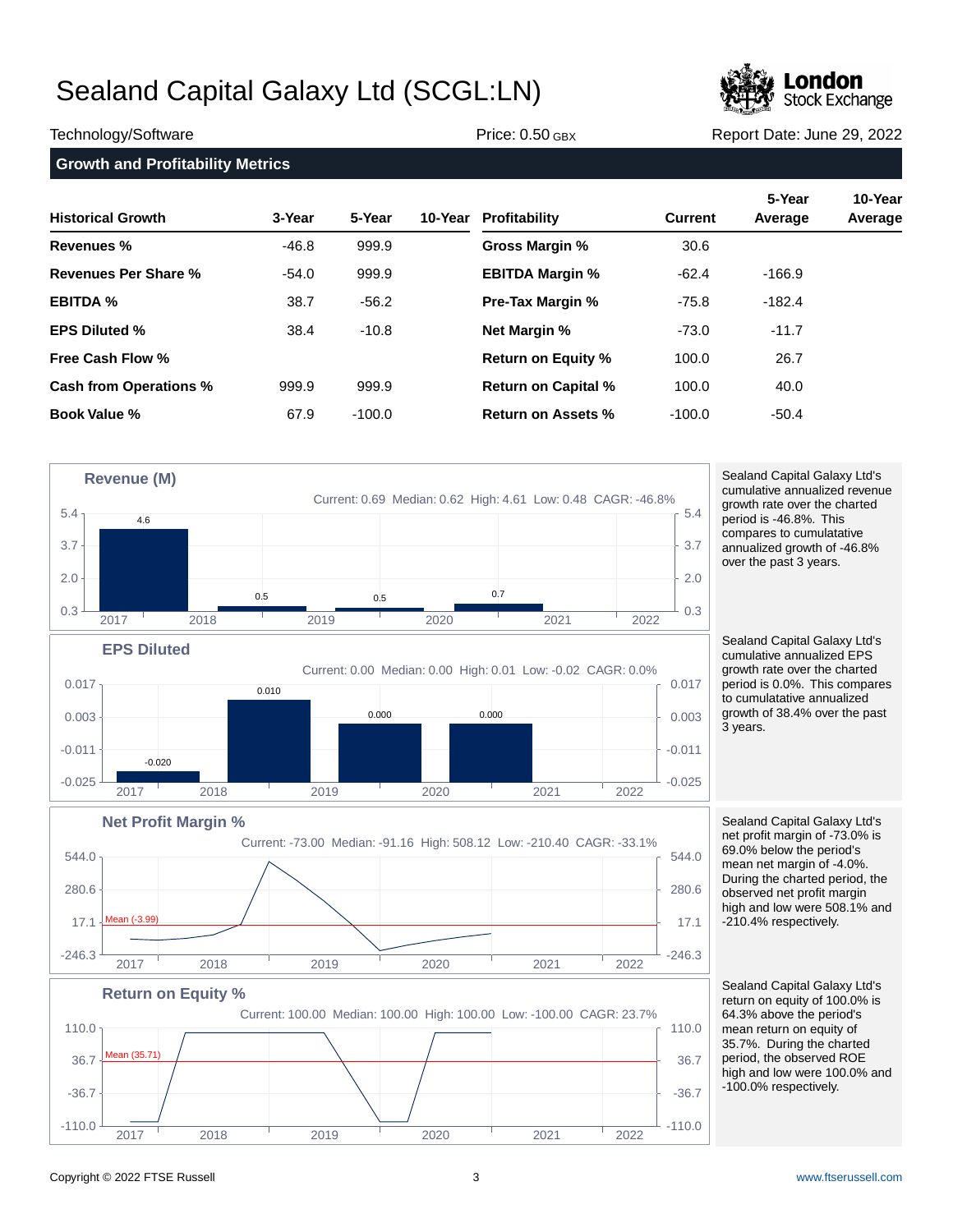# Sealand Capital Galaxy Ltd (SCGL:LN)

Technology/Software | Price: 0.50 GBX | Report Date: June 29, 2022

## Growth and Profitability Metrics

| Historical Growth | 3-Year | 5-Year | 10-Year | Profitability | Current | 5-Year Average | 10-Year Average |
|---|---|---|---|---|---|---|---|
| **Revenues %** | -46.8 | 999.9 | | **Gross Margin %** | 30.6 | | |
| **Revenues Per Share %** | -54.0 | 999.9 | | **EBITDA Margin %** | -62.4 | -166.9 | |
| **EBITDA %** | 38.7 | -56.2 | | **Pre-Tax Margin %** | -75.8 | -182.4 | |
| **EPS Diluted %** | 38.4 | -10.8 | | **Net Margin %** | -73.0 | -11.7 | |
| **Free Cash Flow %** | | | | **Return on Equity %** | 100.0 | 26.7 | |
| **Cash from Operations %** | 999.9 | 999.9 | | **Return on Capital %** | 100.0 | 40.0 | |
| **Book Value %** | 67.9 | -100.0 | | **Return on Assets %** | -100.0 | -50.4 | |

### Revenue (M)

Current: 0.69 Median: 0.62 High: 4.61 Low: 0.48 CAGR: -46.8%

Sealand Capital Galaxy Ltd's cumulative annualized revenue growth rate over the charted period is -46.8%. This compares to cumulative annualized growth of -46.8% over the past 3 years.

### EPS Diluted

Current: 0.00 Median: 0.00 High: 0.01 Low: -0.02 CAGR: 0.0%

Sealand Capital Galaxy Ltd's cumulative annualized EPS growth rate over the charted period is 0.0%. This compares to cumulative annualized growth of 38.4% over the past 3 years.

### Net Profit Margin %

Current: -73.00 Median: -91.16 High: 508.12 Low: -210.40 CAGR: -33.1%

Sealand Capital Galaxy Ltd's net profit margin of -73.0% is 69.0% below the period's mean net margin of -4.0%. During the charted period, the observed net profit margin high and low were 508.1% and -210.4% respectively.

### Return on Equity %

Current: 100.00 Median: 100.00 High: 100.00 Low: -100.00 CAGR: 23.7%

Sealand Capital Galaxy Ltd's return on equity of 100.0% is 64.3% above the period's mean return on equity of 35.7%. During the charted period, the observed ROE high and low were 100.0% and -100.0% respectively.

Copyright © 2022 FTSE Russell | www.ftserussell.com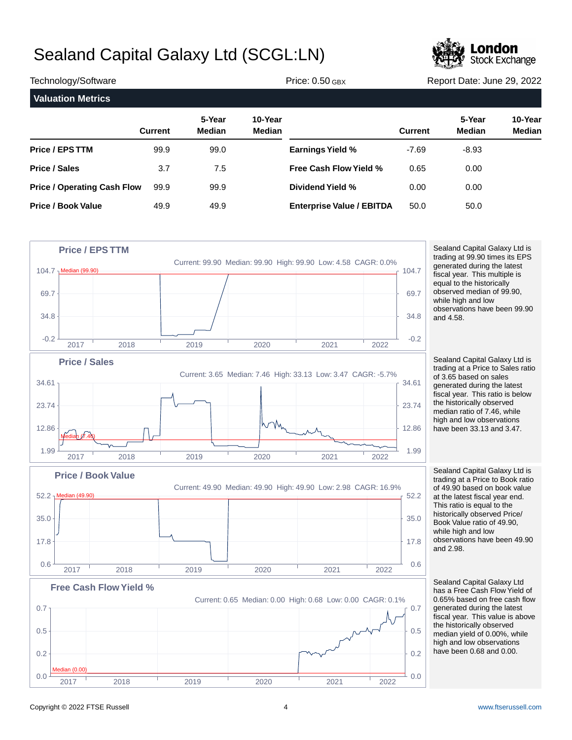# Sealand Capital Galaxy Ltd (SCGL:LN)

Technology/Software | Price: 0.50 GBX | Report Date: June 29, 2022

## Valuation Metrics

| | Current | 5-Year Median | 10-Year Median | | Current | 5-Year Median | 10-Year Median |
|---|---|---|---|---|---|---|---|
| **Price / EPS TTM** | 99.9 | 99.0 | | **Earnings Yield %** | -7.69 | -8.93 | |
| **Price / Sales** | 3.7 | 7.5 | | **Free Cash Flow Yield %** | 0.65 | 0.00 | |
| **Price / Operating Cash Flow** | 99.9 | 99.9 | | **Dividend Yield %** | 0.00 | 0.00 | |
| **Price / Book Value** | 49.9 | 49.9 | | **Enterprise Value / EBITDA** | 50.0 | 50.0 | |

### Price / EPS TTM

Current: 99.90 Median: 99.90 High: 99.90 Low: 4.58 CAGR: 0.0%

Sealand Capital Galaxy Ltd is trading at 99.90 times its EPS generated during the latest fiscal year. This multiple is equal to the historically observed median of 99.90, while high and low observations have been 99.90 and 4.58.

### Price / Sales

Current: 3.65 Median: 7.46 High: 33.13 Low: 3.47 CAGR: -5.7%

Sealand Capital Galaxy Ltd is trading at a Price to Sales ratio of 3.65 based on sales generated during the latest fiscal year. This ratio is below the historically observed median ratio of 7.46, while high and low observations have been 33.13 and 3.47.

### Price / Book Value

Current: 49.90 Median: 49.90 High: 49.90 Low: 2.98 CAGR: 16.9%

Sealand Capital Galaxy Ltd is trading at a Price to Book ratio of 49.90 based on book value at the latest fiscal year end. This ratio is equal to the historically observed Price/ Book Value ratio of 49.90, while high and low observations have been 49.90 and 2.98.

### Free Cash Flow Yield %

Current: 0.65 Median: 0.00 High: 0.68 Low: 0.00 CAGR: 0.1%

Sealand Capital Galaxy Ltd has a Free Cash Flow Yield of 0.65% based on free cash flow generated during the latest fiscal year. This value is above the historically observed median yield of 0.00%, while high and low observations have been 0.68 and 0.00.

Copyright © 2022 FTSE Russell | www.ftserussell.com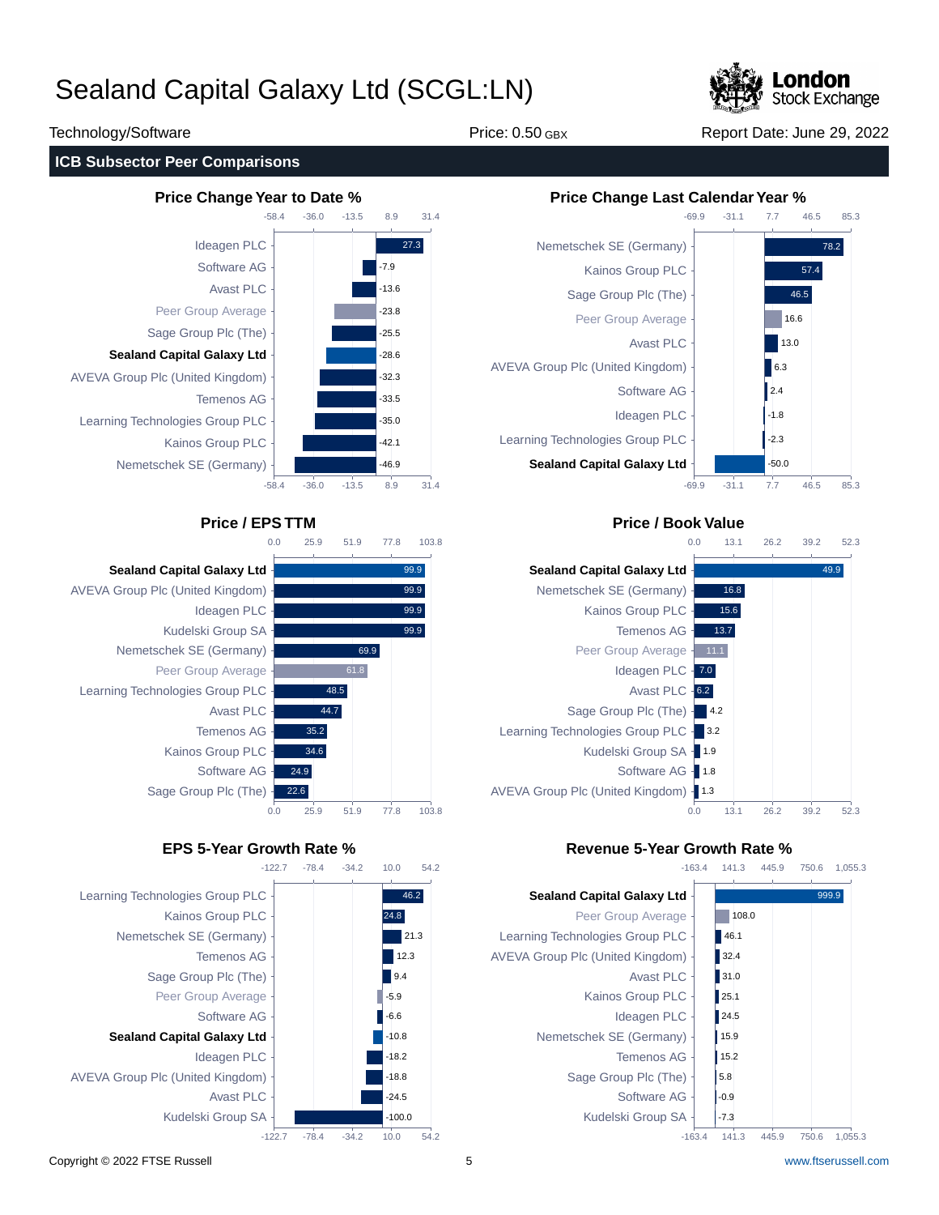# Sealand Capital Galaxy Ltd (SCGL:LN)

Technology/Software | Price: 0.50 GBX | Report Date: June 29, 2022

## ICB Subsector Peer Comparisons

### Price Change Year to Date %

| Company | Value |
|---|---|
| Ideagen PLC | 27.3 |
| Software AG | -7.9 |
| Avast PLC | -13.6 |
| Peer Group Average | -23.8 |
| Sage Group Plc (The) | -25.5 |
| **Sealand Capital Galaxy Ltd** | -28.6 |
| AVEVA Group Plc (United Kingdom) | -32.3 |
| Temenos AG | -33.5 |
| Learning Technologies Group PLC | -35.0 |
| Kainos Group PLC | -42.1 |
| Nemetschek SE (Germany) | -46.9 |

### Price Change Last Calendar Year %

| Company | Value |
|---|---|
| Nemetschek SE (Germany) | 78.2 |
| Kainos Group PLC | 57.4 |
| Sage Group Plc (The) | 46.5 |
| Peer Group Average | 16.6 |
| Avast PLC | 13.0 |
| AVEVA Group Plc (United Kingdom) | 6.3 |
| Software AG | 2.4 |
| Ideagen PLC | -1.8 |
| Learning Technologies Group PLC | -2.3 |
| **Sealand Capital Galaxy Ltd** | -50.0 |

### Price / EPS TTM

| Company | Value |
|---|---|
| **Sealand Capital Galaxy Ltd** | 99.9 |
| AVEVA Group Plc (United Kingdom) | 99.9 |
| Ideagen PLC | 99.9 |
| Kudelski Group SA | 99.9 |
| Nemetschek SE (Germany) | 69.9 |
| Peer Group Average | 61.8 |
| Learning Technologies Group PLC | 48.5 |
| Avast PLC | 44.7 |
| Temenos AG | 35.2 |
| Kainos Group PLC | 34.6 |
| Software AG | 24.9 |
| Sage Group Plc (The) | 22.6 |

### Price / Book Value

| Company | Value |
|---|---|
| **Sealand Capital Galaxy Ltd** | 49.9 |
| Nemetschek SE (Germany) | 16.8 |
| Kainos Group PLC | 15.6 |
| Temenos AG | 13.7 |
| Peer Group Average | 11.1 |
| Ideagen PLC | 7.0 |
| Avast PLC | 6.2 |
| Sage Group Plc (The) | 4.2 |
| Learning Technologies Group PLC | 3.2 |
| Kudelski Group SA | 1.9 |
| Software AG | 1.8 |
| AVEVA Group Plc (United Kingdom) | 1.3 |

### EPS 5-Year Growth Rate %

| Company | Value |
|---|---|
| Learning Technologies Group PLC | 46.2 |
| Kainos Group PLC | 24.8 |
| Nemetschek SE (Germany) | 21.3 |
| Temenos AG | 12.3 |
| Sage Group Plc (The) | 9.4 |
| Peer Group Average | -5.9 |
| Software AG | -6.6 |
| **Sealand Capital Galaxy Ltd** | -10.8 |
| Ideagen PLC | -18.2 |
| AVEVA Group Plc (United Kingdom) | -18.8 |
| Avast PLC | -24.5 |
| Kudelski Group SA | -100.0 |

### Revenue 5-Year Growth Rate %

| Company | Value |
|---|---|
| **Sealand Capital Galaxy Ltd** | 999.9 |
| Peer Group Average | 108.0 |
| Learning Technologies Group PLC | 46.1 |
| AVEVA Group Plc (United Kingdom) | 32.4 |
| Avast PLC | 31.0 |
| Kainos Group PLC | 25.1 |
| Ideagen PLC | 24.5 |
| Nemetschek SE (Germany) | 15.9 |
| Temenos AG | 15.2 |
| Sage Group Plc (The) | 5.8 |
| Software AG | -0.9 |
| Kudelski Group SA | -7.3 |

Copyright © 2022 FTSE Russell | www.ftserussell.com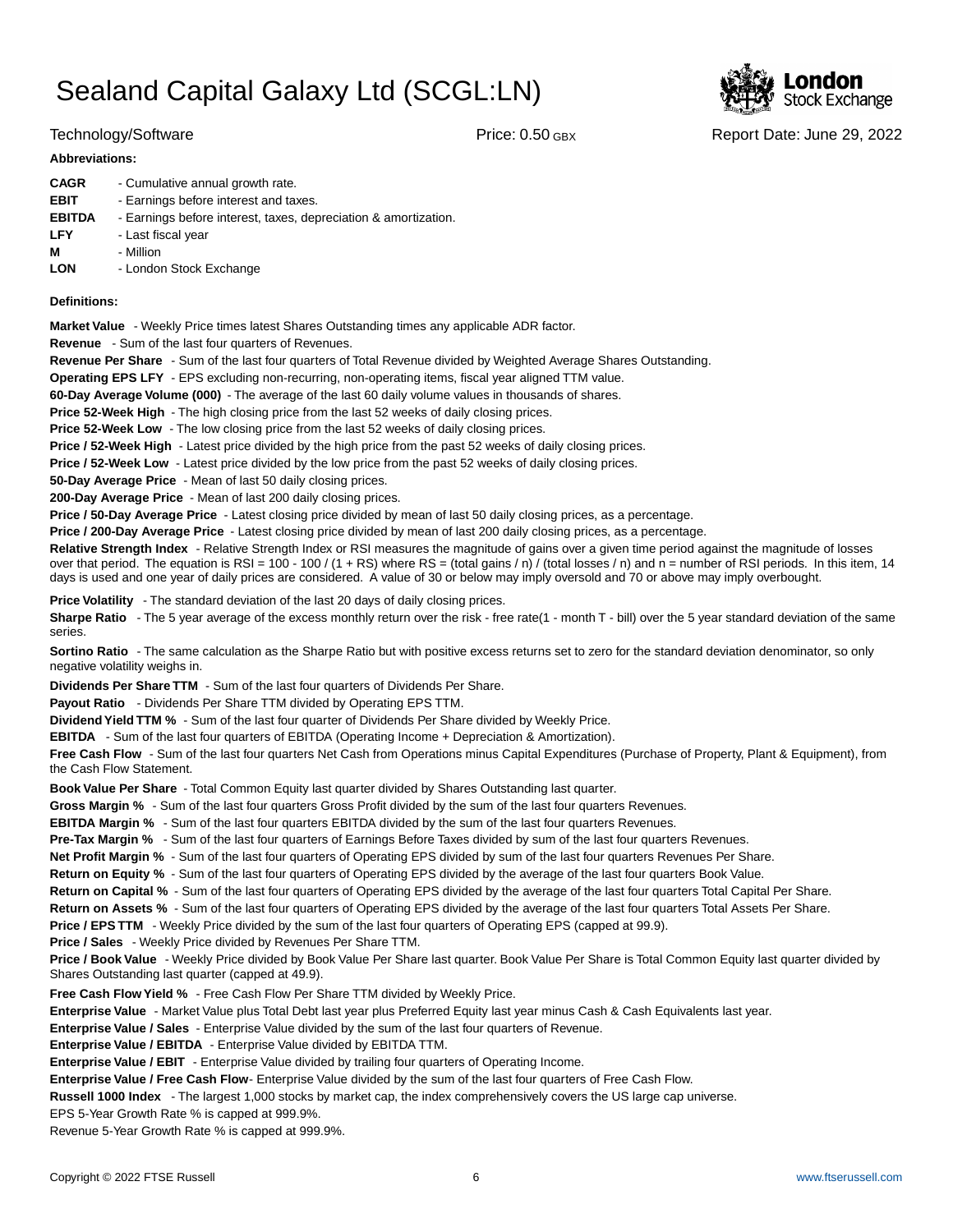# Sealand Capital Galaxy Ltd (SCGL:LN)

Technology/Software | Price: 0.50 GBX | Report Date: June 29, 2022

**Abbreviations:**

| | |
|---|---|
| **CAGR** | - Cumulative annual growth rate. |
| **EBIT** | - Earnings before interest and taxes. |
| **EBITDA** | - Earnings before interest, taxes, depreciation & amortization. |
| **LFY** | - Last fiscal year |
| **M** | - Million |
| **LON** | - London Stock Exchange |

**Definitions:**

**Market Value** - Weekly Price times latest Shares Outstanding times any applicable ADR factor.

**Revenue** - Sum of the last four quarters of Revenues.

**Revenue Per Share** - Sum of the last four quarters of Total Revenue divided by Weighted Average Shares Outstanding.

**Operating EPS LFY** - EPS excluding non-recurring, non-operating items, fiscal year aligned TTM value.

**60-Day Average Volume (000)** - The average of the last 60 daily volume values in thousands of shares.

**Price 52-Week High** - The high closing price from the last 52 weeks of daily closing prices.

**Price 52-Week Low** - The low closing price from the last 52 weeks of daily closing prices.

**Price / 52-Week High** - Latest price divided by the high price from the past 52 weeks of daily closing prices.

**Price / 52-Week Low** - Latest price divided by the low price from the past 52 weeks of daily closing prices.

**50-Day Average Price** - Mean of last 50 daily closing prices.

**200-Day Average Price** - Mean of last 200 daily closing prices.

**Price / 50-Day Average Price** - Latest closing price divided by mean of last 50 daily closing prices, as a percentage.

**Price / 200-Day Average Price** - Latest closing price divided by mean of last 200 daily closing prices, as a percentage.

**Relative Strength Index** - Relative Strength Index or RSI measures the magnitude of gains over a given time period against the magnitude of losses over that period. The equation is RSI = 100 - 100 / (1 + RS) where RS = (total gains / n) / (total losses / n) and n = number of RSI periods. In this item, 14 days is used and one year of daily prices are considered. A value of 30 or below may imply oversold and 70 or above may imply overbought.

**Price Volatility** - The standard deviation of the last 20 days of daily closing prices.

**Sharpe Ratio** - The 5 year average of the excess monthly return over the risk - free rate(1 - month T - bill) over the 5 year standard deviation of the same series.

**Sortino Ratio** - The same calculation as the Sharpe Ratio but with positive excess returns set to zero for the standard deviation denominator, so only negative volatility weighs in.

**Dividends Per Share TTM** - Sum of the last four quarters of Dividends Per Share.

**Payout Ratio** - Dividends Per Share TTM divided by Operating EPS TTM.

**Dividend Yield TTM %** - Sum of the last four quarter of Dividends Per Share divided by Weekly Price.

**EBITDA** - Sum of the last four quarters of EBITDA (Operating Income + Depreciation & Amortization).

**Free Cash Flow** - Sum of the last four quarters Net Cash from Operations minus Capital Expenditures (Purchase of Property, Plant & Equipment), from the Cash Flow Statement.

**Book Value Per Share** - Total Common Equity last quarter divided by Shares Outstanding last quarter.

**Gross Margin %** - Sum of the last four quarters Gross Profit divided by the sum of the last four quarters Revenues.

**EBITDA Margin %** - Sum of the last four quarters EBITDA divided by the sum of the last four quarters Revenues.

**Pre-Tax Margin %** - Sum of the last four quarters of Earnings Before Taxes divided by sum of the last four quarters Revenues.

**Net Profit Margin %** - Sum of the last four quarters of Operating EPS divided by sum of the last four quarters Revenues Per Share.

**Return on Equity %** - Sum of the last four quarters of Operating EPS divided by the average of the last four quarters Book Value.

**Return on Capital %** - Sum of the last four quarters of Operating EPS divided by the average of the last four quarters Total Capital Per Share.

**Return on Assets %** - Sum of the last four quarters of Operating EPS divided by the average of the last four quarters Total Assets Per Share.

**Price / EPS TTM** - Weekly Price divided by the sum of the last four quarters of Operating EPS (capped at 99.9).

**Price / Sales** - Weekly Price divided by Revenues Per Share TTM.

**Price / Book Value** - Weekly Price divided by Book Value Per Share last quarter. Book Value Per Share is Total Common Equity last quarter divided by Shares Outstanding last quarter (capped at 49.9).

**Free Cash Flow Yield %** - Free Cash Flow Per Share TTM divided by Weekly Price.

**Enterprise Value** - Market Value plus Total Debt last year plus Preferred Equity last year minus Cash & Cash Equivalents last year.

**Enterprise Value / Sales** - Enterprise Value divided by the sum of the last four quarters of Revenue.

**Enterprise Value / EBITDA** - Enterprise Value divided by EBITDA TTM.

**Enterprise Value / EBIT** - Enterprise Value divided by trailing four quarters of Operating Income.

**Enterprise Value / Free Cash Flow**- Enterprise Value divided by the sum of the last four quarters of Free Cash Flow.

**Russell 1000 Index** - The largest 1,000 stocks by market cap, the index comprehensively covers the US large cap universe.

EPS 5-Year Growth Rate % is capped at 999.9%.

Revenue 5-Year Growth Rate % is capped at 999.9%.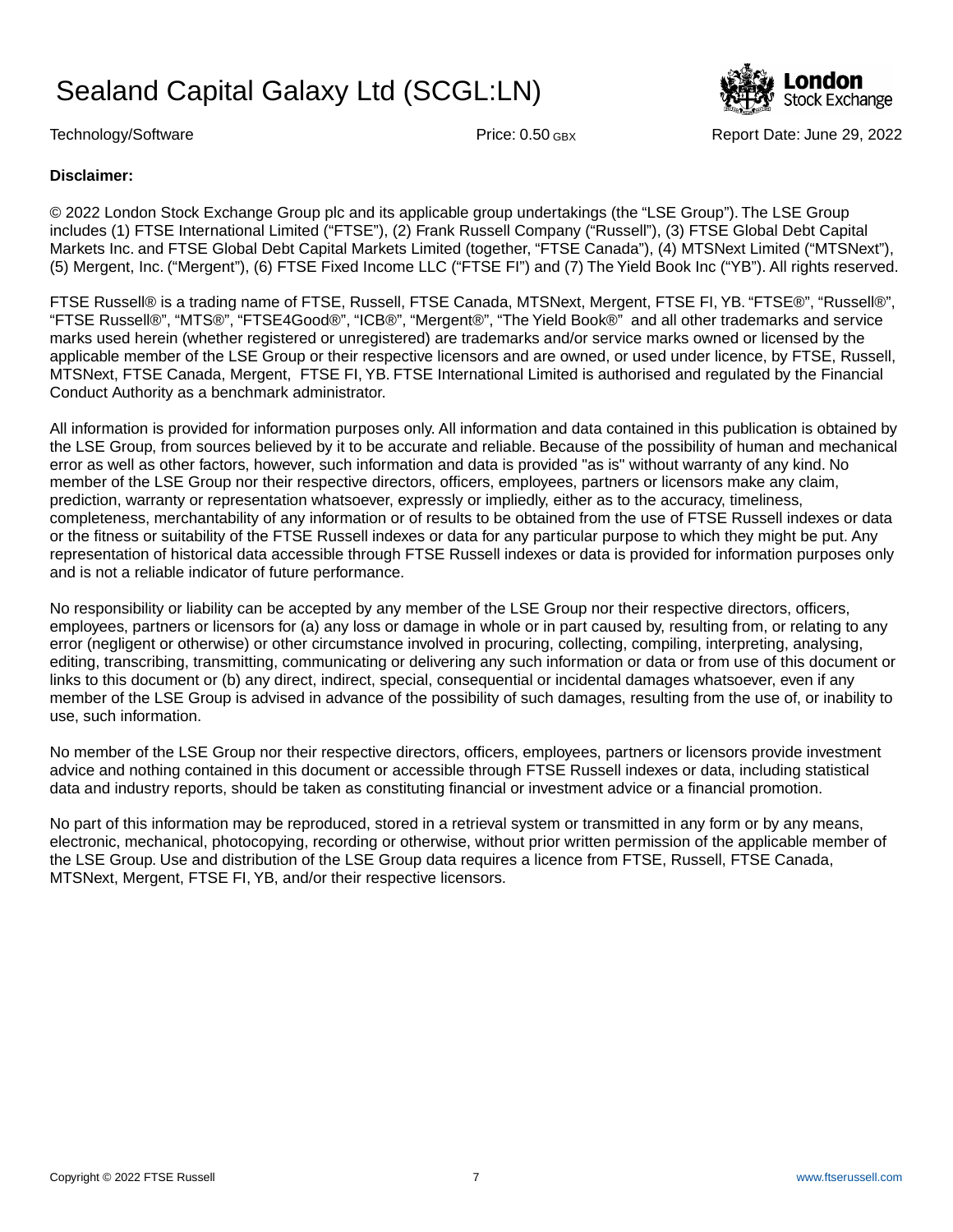# Sealand Capital Galaxy Ltd (SCGL:LN)

Technology/Software | Price: 0.50 GBX | Report Date: June 29, 2022

**Disclaimer:**

© 2022 London Stock Exchange Group plc and its applicable group undertakings (the "LSE Group"). The LSE Group includes (1) FTSE International Limited ("FTSE"), (2) Frank Russell Company ("Russell"), (3) FTSE Global Debt Capital Markets Inc. and FTSE Global Debt Capital Markets Limited (together, "FTSE Canada"), (4) MTSNext Limited ("MTSNext"), (5) Mergent, Inc. ("Mergent"), (6) FTSE Fixed Income LLC ("FTSE FI") and (7) The Yield Book Inc ("YB"). All rights reserved.

FTSE Russell® is a trading name of FTSE, Russell, FTSE Canada, MTSNext, Mergent, FTSE FI, YB. "FTSE®", "Russell®", "FTSE Russell®", "MTS®", "FTSE4Good®", "ICB®", "Mergent®", "The Yield Book®" and all other trademarks and service marks used herein (whether registered or unregistered) are trademarks and/or service marks owned or licensed by the applicable member of the LSE Group or their respective licensors and are owned, or used under licence, by FTSE, Russell, MTSNext, FTSE Canada, Mergent, FTSE FI, YB. FTSE International Limited is authorised and regulated by the Financial Conduct Authority as a benchmark administrator.

All information is provided for information purposes only. All information and data contained in this publication is obtained by the LSE Group, from sources believed by it to be accurate and reliable. Because of the possibility of human and mechanical error as well as other factors, however, such information and data is provided "as is" without warranty of any kind. No member of the LSE Group nor their respective directors, officers, employees, partners or licensors make any claim, prediction, warranty or representation whatsoever, expressly or impliedly, either as to the accuracy, timeliness, completeness, merchantability of any information or of results to be obtained from the use of FTSE Russell indexes or data or the fitness or suitability of the FTSE Russell indexes or data for any particular purpose to which they might be put. Any representation of historical data accessible through FTSE Russell indexes or data is provided for information purposes only and is not a reliable indicator of future performance.

No responsibility or liability can be accepted by any member of the LSE Group nor their respective directors, officers, employees, partners or licensors for (a) any loss or damage in whole or in part caused by, resulting from, or relating to any error (negligent or otherwise) or other circumstance involved in procuring, collecting, compiling, interpreting, analysing, editing, transcribing, transmitting, communicating or delivering any such information or data or from use of this document or links to this document or (b) any direct, indirect, special, consequential or incidental damages whatsoever, even if any member of the LSE Group is advised in advance of the possibility of such damages, resulting from the use of, or inability to use, such information.

No member of the LSE Group nor their respective directors, officers, employees, partners or licensors provide investment advice and nothing contained in this document or accessible through FTSE Russell indexes or data, including statistical data and industry reports, should be taken as constituting financial or investment advice or a financial promotion.

No part of this information may be reproduced, stored in a retrieval system or transmitted in any form or by any means, electronic, mechanical, photocopying, recording or otherwise, without prior written permission of the applicable member of the LSE Group. Use and distribution of the LSE Group data requires a licence from FTSE, Russell, FTSE Canada, MTSNext, Mergent, FTSE FI, YB, and/or their respective licensors.